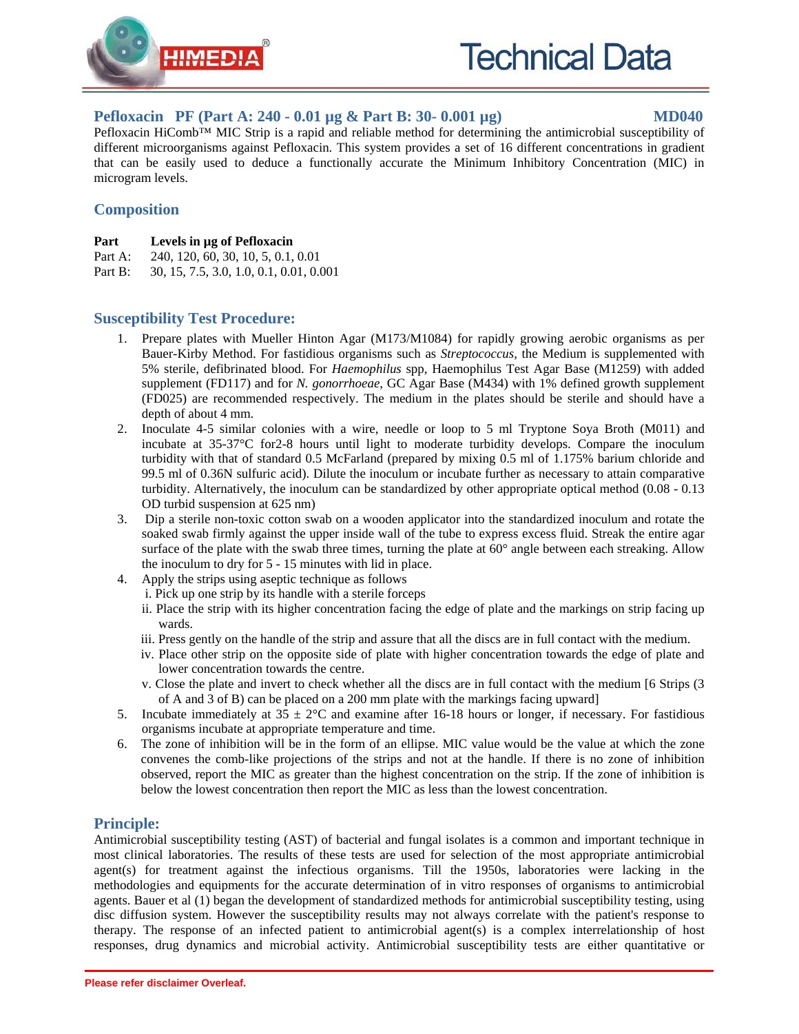# Technical Data

## Pefloxacin PF (Part A: 240 - 0.01 µg & Part B: 30- 0.001 µg) MD040

Pefloxacin HiComb™ MIC Strip is a rapid and reliable method for determining the antimicrobial susceptibility of different microorganisms against Pefloxacin. This system provides a set of 16 different concentrations in gradient that can be easily used to deduce a functionally accurate the Minimum Inhibitory Concentration (MIC) in microgram levels.

## Composition

| Part | Levels in µg of Pefloxacin |
|---|---|
| Part A: | 240, 120, 60, 30, 10, 5, 0.1, 0.01 |
| Part B: | 30, 15, 7.5, 3.0, 1.0, 0.1, 0.01, 0.001 |

## Susceptibility Test Procedure:

1. Prepare plates with Mueller Hinton Agar (M173/M1084) for rapidly growing aerobic organisms as per Bauer-Kirby Method. For fastidious organisms such as *Streptococcus*, the Medium is supplemented with 5% sterile, defibrinated blood. For *Haemophilus* spp, Haemophilus Test Agar Base (M1259) with added supplement (FD117) and for *N. gonorrhoeae*, GC Agar Base (M434) with 1% defined growth supplement (FD025) are recommended respectively. The medium in the plates should be sterile and should have a depth of about 4 mm.
2. Inoculate 4-5 similar colonies with a wire, needle or loop to 5 ml Tryptone Soya Broth (M011) and incubate at 35-37°C for2-8 hours until light to moderate turbidity develops. Compare the inoculum turbidity with that of standard 0.5 McFarland (prepared by mixing 0.5 ml of 1.175% barium chloride and 99.5 ml of 0.36N sulfuric acid). Dilute the inoculum or incubate further as necessary to attain comparative turbidity. Alternatively, the inoculum can be standardized by other appropriate optical method (0.08 - 0.13 OD turbid suspension at 625 nm)
3. Dip a sterile non-toxic cotton swab on a wooden applicator into the standardized inoculum and rotate the soaked swab firmly against the upper inside wall of the tube to express excess fluid. Streak the entire agar surface of the plate with the swab three times, turning the plate at 60° angle between each streaking. Allow the inoculum to dry for 5 - 15 minutes with lid in place.
4. Apply the strips using aseptic technique as follows
   i. Pick up one strip by its handle with a sterile forceps
   ii. Place the strip with its higher concentration facing the edge of plate and the markings on strip facing up wards.
   iii. Press gently on the handle of the strip and assure that all the discs are in full contact with the medium.
   iv. Place other strip on the opposite side of plate with higher concentration towards the edge of plate and lower concentration towards the centre.
   v. Close the plate and invert to check whether all the discs are in full contact with the medium [6 Strips (3 of A and 3 of B) can be placed on a 200 mm plate with the markings facing upward]
5. Incubate immediately at 35 ± 2°C and examine after 16-18 hours or longer, if necessary. For fastidious organisms incubate at appropriate temperature and time.
6. The zone of inhibition will be in the form of an ellipse. MIC value would be the value at which the zone convenes the comb-like projections of the strips and not at the handle. If there is no zone of inhibition observed, report the MIC as greater than the highest concentration on the strip. If the zone of inhibition is below the lowest concentration then report the MIC as less than the lowest concentration.

## Principle:

Antimicrobial susceptibility testing (AST) of bacterial and fungal isolates is a common and important technique in most clinical laboratories. The results of these tests are used for selection of the most appropriate antimicrobial agent(s) for treatment against the infectious organisms. Till the 1950s, laboratories were lacking in the methodologies and equipments for the accurate determination of in vitro responses of organisms to antimicrobial agents. Bauer et al (1) began the development of standardized methods for antimicrobial susceptibility testing, using disc diffusion system. However the susceptibility results may not always correlate with the patient's response to therapy. The response of an infected patient to antimicrobial agent(s) is a complex interrelationship of host responses, drug dynamics and microbial activity. Antimicrobial susceptibility tests are either quantitative or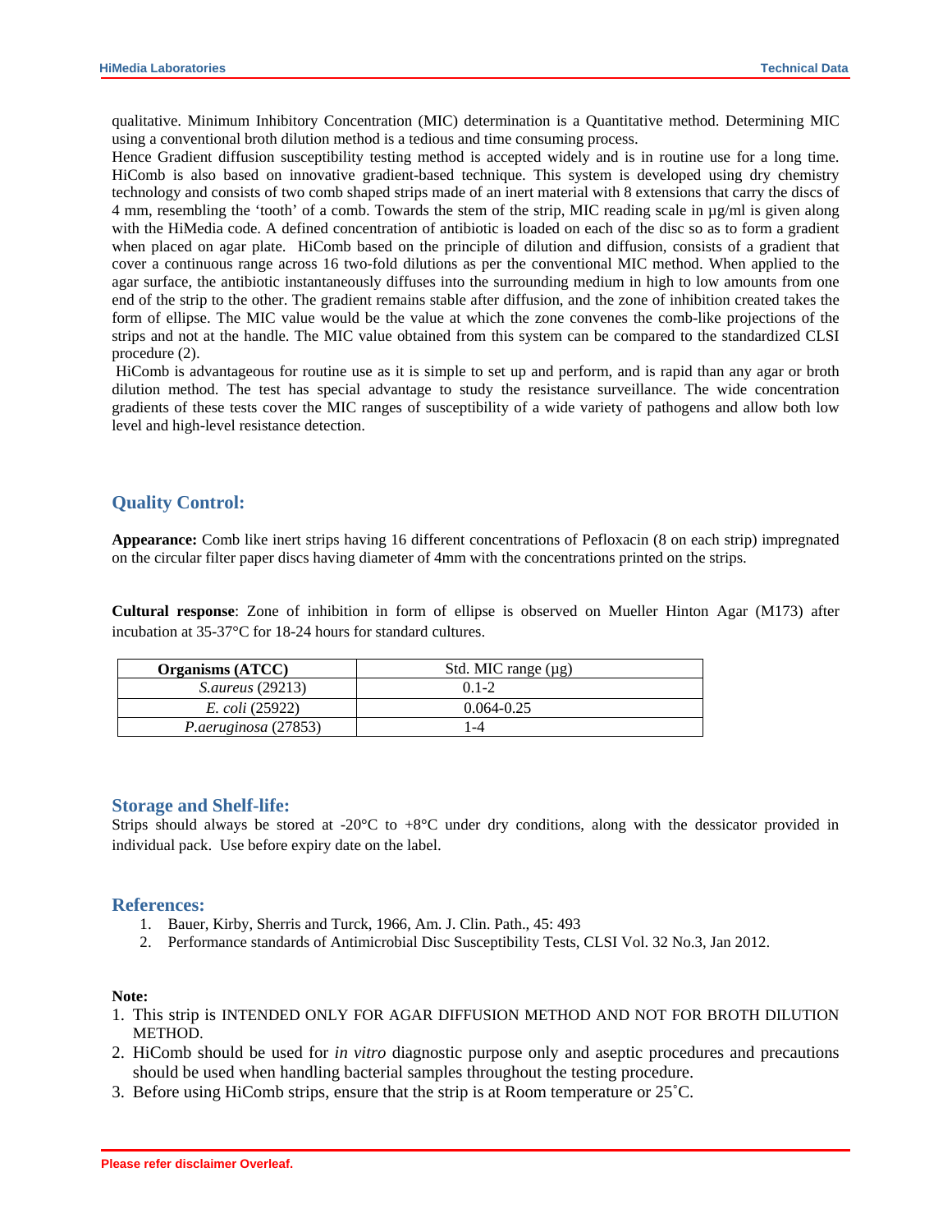qualitative. Minimum Inhibitory Concentration (MIC) determination is a Quantitative method. Determining MIC using a conventional broth dilution method is a tedious and time consuming process.

Hence Gradient diffusion susceptibility testing method is accepted widely and is in routine use for a long time. HiComb is also based on innovative gradient-based technique. This system is developed using dry chemistry technology and consists of two comb shaped strips made of an inert material with 8 extensions that carry the discs of 4 mm, resembling the 'tooth' of a comb. Towards the stem of the strip, MIC reading scale in µg/ml is given along with the HiMedia code. A defined concentration of antibiotic is loaded on each of the disc so as to form a gradient when placed on agar plate. HiComb based on the principle of dilution and diffusion, consists of a gradient that cover a continuous range across 16 two-fold dilutions as per the conventional MIC method. When applied to the agar surface, the antibiotic instantaneously diffuses into the surrounding medium in high to low amounts from one end of the strip to the other. The gradient remains stable after diffusion, and the zone of inhibition created takes the form of ellipse. The MIC value would be the value at which the zone convenes the comb-like projections of the strips and not at the handle. The MIC value obtained from this system can be compared to the standardized CLSI procedure (2).

HiComb is advantageous for routine use as it is simple to set up and perform, and is rapid than any agar or broth dilution method. The test has special advantage to study the resistance surveillance. The wide concentration gradients of these tests cover the MIC ranges of susceptibility of a wide variety of pathogens and allow both low level and high-level resistance detection.

## Quality Control:

**Appearance:** Comb like inert strips having 16 different concentrations of Pefloxacin (8 on each strip) impregnated on the circular filter paper discs having diameter of 4mm with the concentrations printed on the strips.

**Cultural response**: Zone of inhibition in form of ellipse is observed on Mueller Hinton Agar (M173) after incubation at 35-37°C for 18-24 hours for standard cultures.

| Organisms (ATCC) | Std. MIC range (µg) |
|---|---|
| *S.aureus* (29213) | 0.1-2 |
| *E. coli* (25922) | 0.064-0.25 |
| *P.aeruginosa* (27853) | 1-4 |

## Storage and Shelf-life:

Strips should always be stored at -20°C to +8°C under dry conditions, along with the dessicator provided in individual pack. Use before expiry date on the label.

## References:

1. Bauer, Kirby, Sherris and Turck, 1966, Am. J. Clin. Path., 45: 493
2. Performance standards of Antimicrobial Disc Susceptibility Tests, CLSI Vol. 32 No.3, Jan 2012.

**Note:**

1. This strip is INTENDED ONLY FOR AGAR DIFFUSION METHOD AND NOT FOR BROTH DILUTION METHOD.
2. HiComb should be used for *in vitro* diagnostic purpose only and aseptic procedures and precautions should be used when handling bacterial samples throughout the testing procedure.
3. Before using HiComb strips, ensure that the strip is at Room temperature or 25˚C.

Please refer disclaimer Overleaf.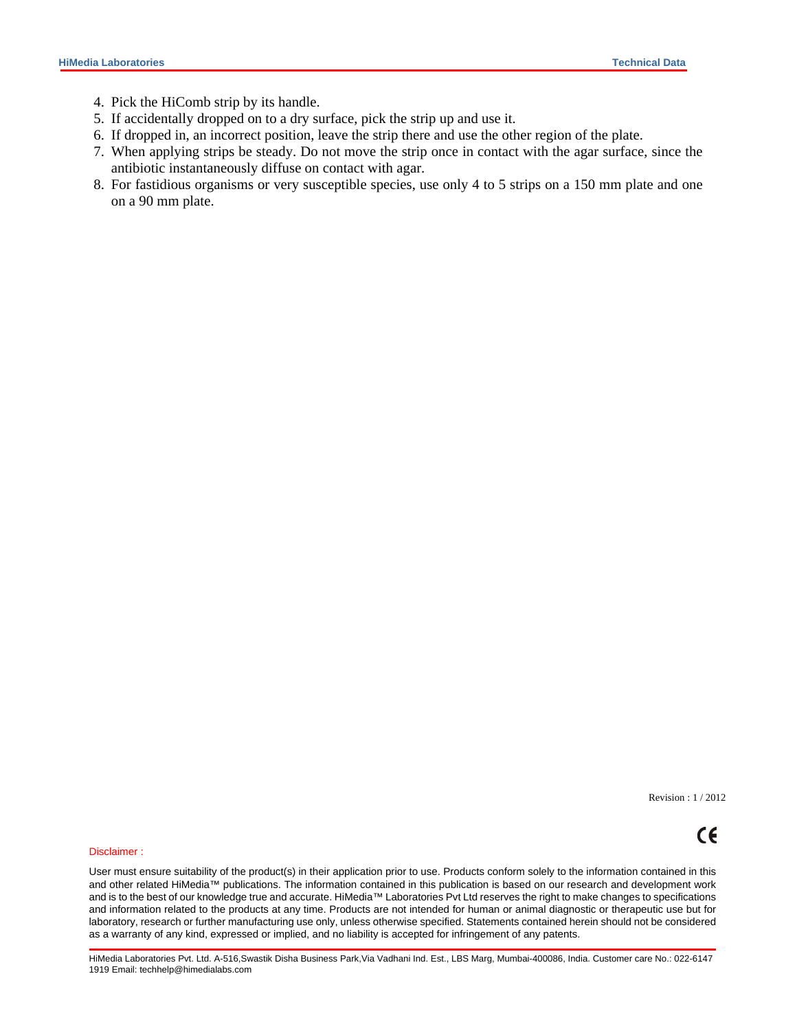4. Pick the HiComb strip by its handle.
5. If accidentally dropped on to a dry surface, pick the strip up and use it.
6. If dropped in, an incorrect position, leave the strip there and use the other region of the plate.
7. When applying strips be steady. Do not move the strip once in contact with the agar surface, since the antibiotic instantaneously diffuse on contact with agar.
8. For fastidious organisms or very susceptible species, use only 4 to 5 strips on a 150 mm plate and one on a 90 mm plate.

Revision : 1 / 2012

CE

Disclaimer :

User must ensure suitability of the product(s) in their application prior to use. Products conform solely to the information contained in this and other related HiMedia™ publications. The information contained in this publication is based on our research and development work and is to the best of our knowledge true and accurate. HiMedia™ Laboratories Pvt Ltd reserves the right to make changes to specifications and information related to the products at any time. Products are not intended for human or animal diagnostic or therapeutic use but for laboratory, research or further manufacturing use only, unless otherwise specified. Statements contained herein should not be considered as a warranty of any kind, expressed or implied, and no liability is accepted for infringement of any patents.

HiMedia Laboratories Pvt. Ltd. A-516,Swastik Disha Business Park,Via Vadhani Ind. Est., LBS Marg, Mumbai-400086, India. Customer care No.: 022-6147 1919 Email: techhelp@himedialabs.com